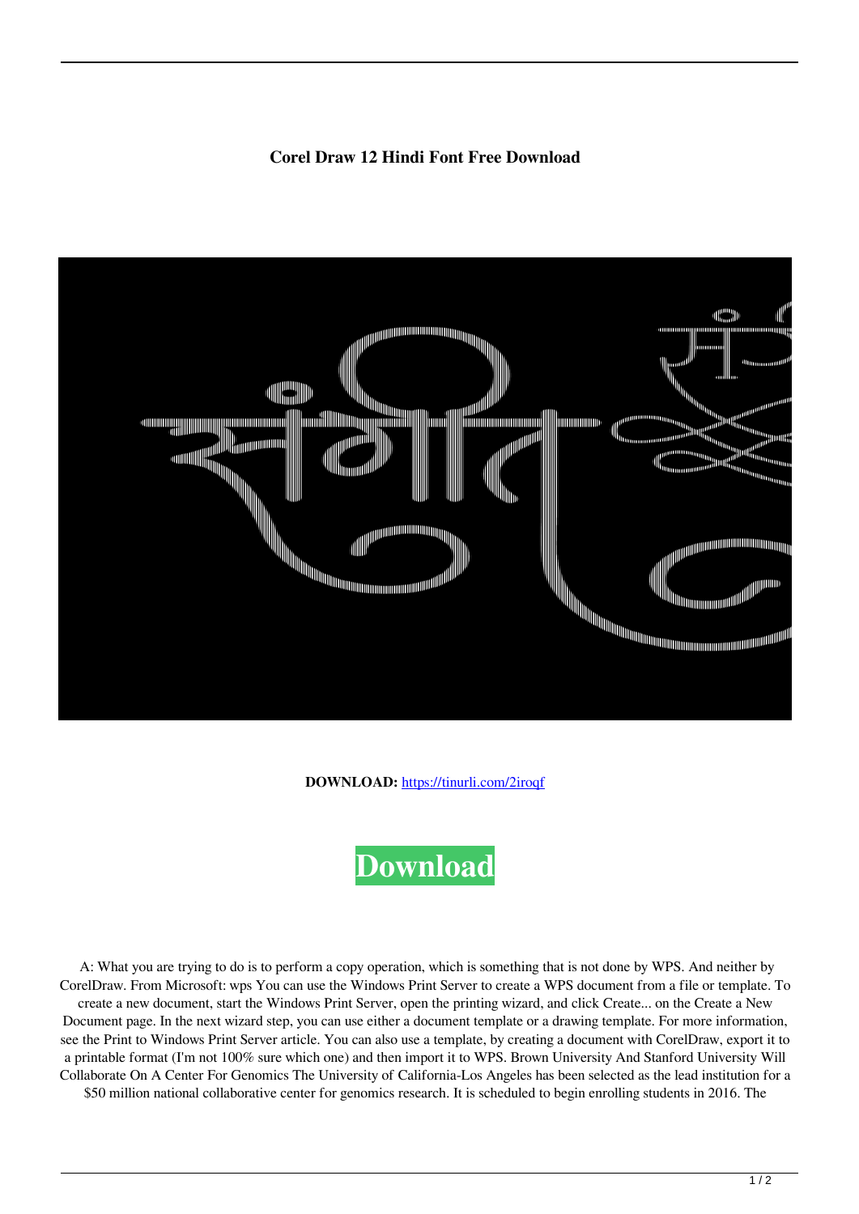# Corel Draw 12 Hindi Font Free Download

**DOWNLOAD:** https://tinurli.com/2iroqf

**Download**

A: What you are trying to do is to perform a copy operation, which is something that is not done by WPS. And neither by CorelDraw. From Microsoft: wps You can use the Windows Print Server to create a WPS document from a file or template. To create a new document, start the Windows Print Server, open the printing wizard, and click Create... on the Create a New Document page. In the next wizard step, you can use either a document template or a drawing template. For more information, see the Print to Windows Print Server article. You can also use a template, by creating a document with CorelDraw, export it to a printable format (I'm not 100% sure which one) and then import it to WPS. Brown University And Stanford University Will Collaborate On A Center For Genomics The University of California-Los Angeles has been selected as the lead institution for a $50 million national collaborative center for genomics research. It is scheduled to begin enrolling students in 2016. The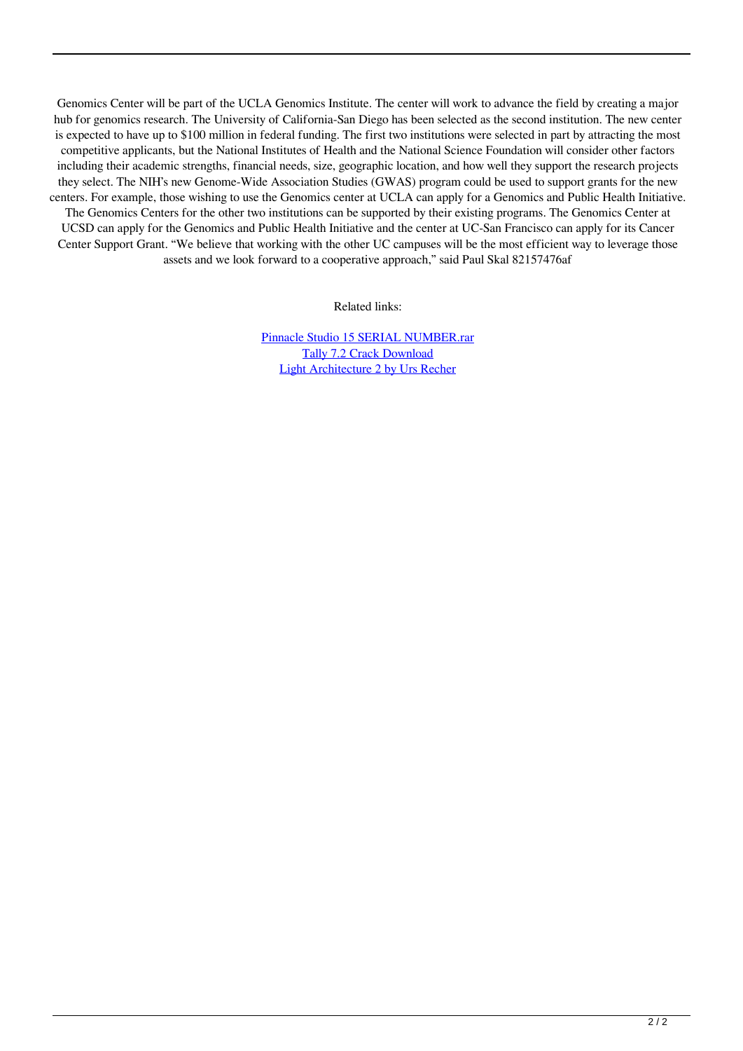Genomics Center will be part of the UCLA Genomics Institute. The center will work to advance the field by creating a major hub for genomics research. The University of California-San Diego has been selected as the second institution. The new center is expected to have up to $100 million in federal funding. The first two institutions were selected in part by attracting the most competitive applicants, but the National Institutes of Health and the National Science Foundation will consider other factors including their academic strengths, financial needs, size, geographic location, and how well they support the research projects they select. The NIH's new Genome-Wide Association Studies (GWAS) program could be used to support grants for the new centers. For example, those wishing to use the Genomics center at UCLA can apply for a Genomics and Public Health Initiative. The Genomics Centers for the other two institutions can be supported by their existing programs. The Genomics Center at UCSD can apply for the Genomics and Public Health Initiative and the center at UC-San Francisco can apply for its Cancer Center Support Grant. "We believe that working with the other UC campuses will be the most efficient way to leverage those assets and we look forward to a cooperative approach," said Paul Skal 82157476af

Related links:

Pinnacle Studio 15 SERIAL NUMBER.rar
Tally 7.2 Crack Download
Light Architecture 2 by Urs Recher